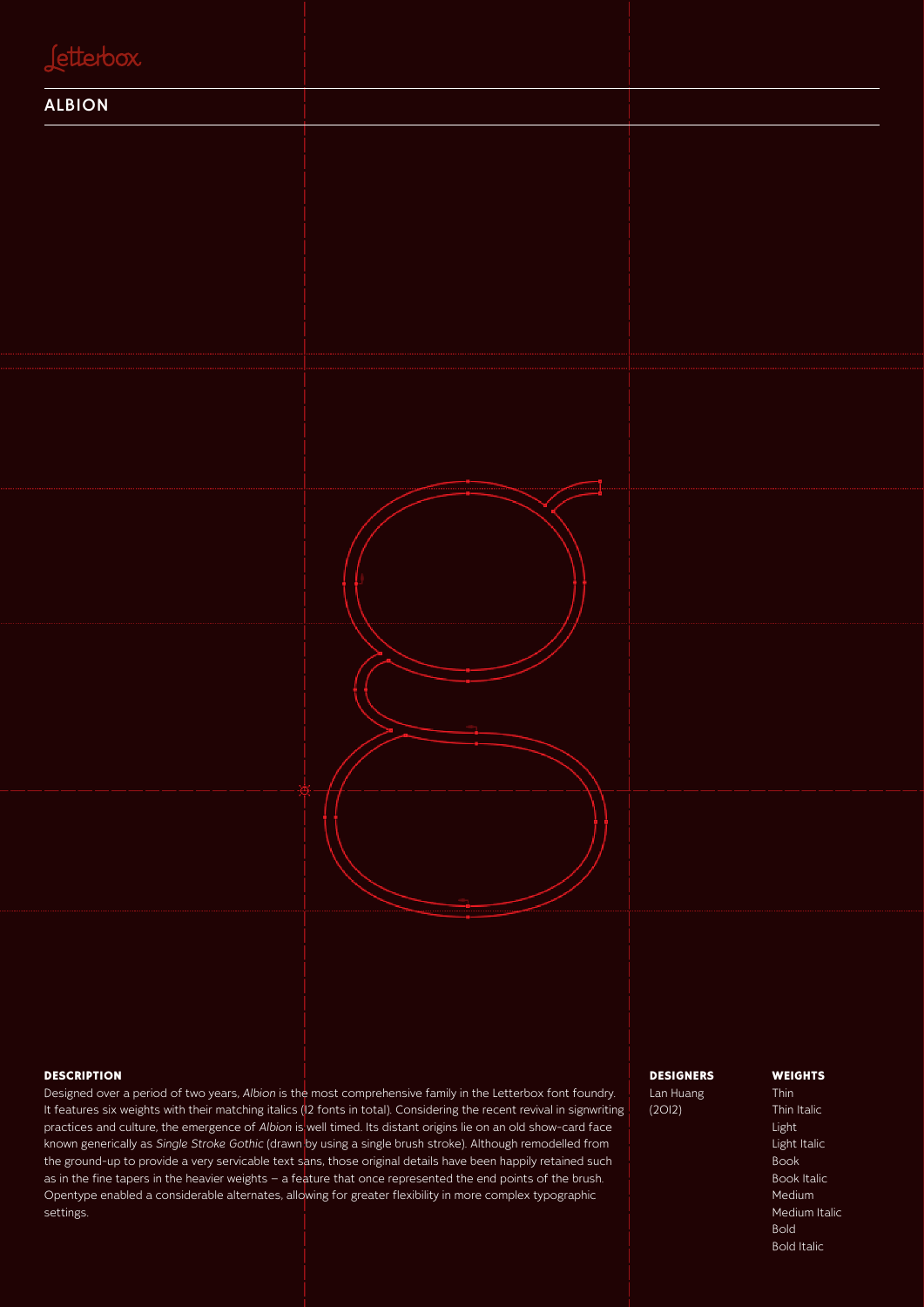Letterbox

# ALBION

## DESCRIPTION

Designed over a period of two years, *Albion* is the most comprehensive family in the Letterbox font foundry. It features six weights with their matching italics (12 fonts in total). Considering the recent revival in signwriting practices and culture, the emergence of *Albion* is well timed. Its distant origins lie on an old show-card face known generically as *Single Stroke Gothic* (drawn by using a single brush stroke). Although remodelled from the ground-up to provide a very servicable text sans, those original details have been happily retained such as in the fine tapers in the heavier weights – a feature that once represented the end points of the brush. Opentype enabled a considerable alternates, allowing for greater flexibility in more complex typographic settings.

## DESIGNERS

Lan Huang
(2012)

## WEIGHTS

Thin
Thin Italic
Light
Light Italic
Book
Book Italic
Medium
Medium Italic
Bold
Bold Italic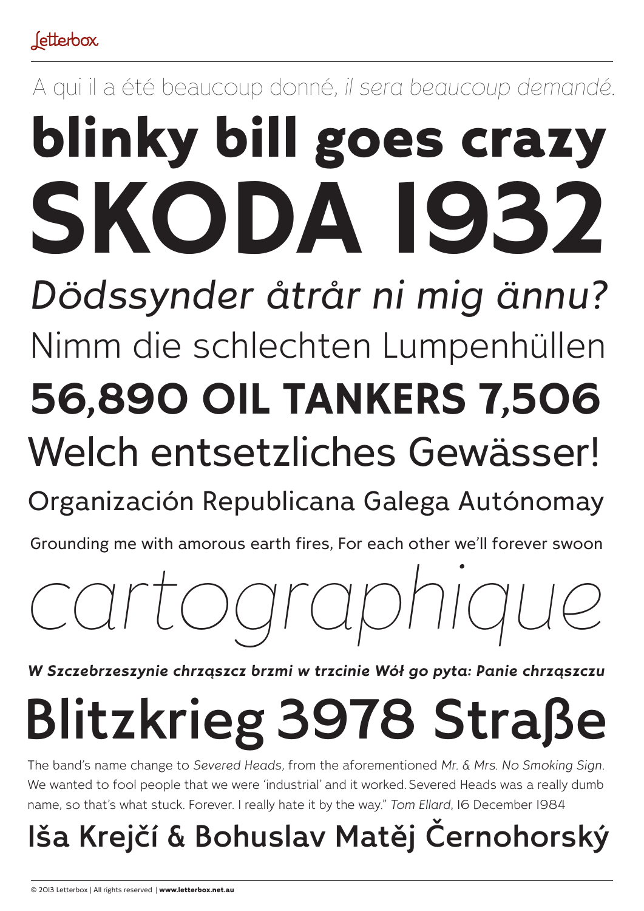A qui il a été beaucoup donné, *il sera beaucoup demandé.*

**blinky bill goes crazy**

**SKODA 1932**

*Dödssynder åtrår ni mig ännu?*

Nimm die schlechten Lumpenhüllen

**56,890 OIL TANKERS 7,506**

Welch entsetzliches Gewässer!

Organización Republicana Galega Autónomay

Grounding me with amorous earth fires, For each other we'll forever swoon

*cartographique*

***W Szczebrzeszynie chrząszcz brzmi w trzcinie Wół go pyta: Panie chrząszczu***

Blitzkrieg 3978 Straße

The band's name change to *Severed Heads*, from the aforementioned *Mr. & Mrs. No Smoking Sign*. We wanted to fool people that we were 'industrial' and it worked. Severed Heads was a really dumb name, so that's what stuck. Forever. I really hate it by the way." *Tom Ellard*, 16 December 1984

Iša Krejčí & Bohuslav Matěj Černohorský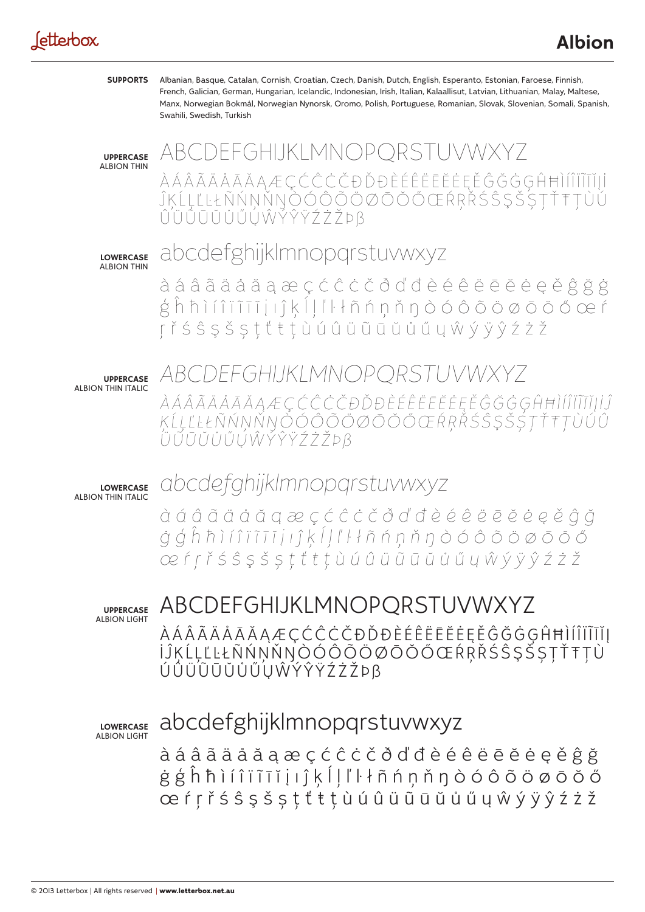# Albion

**SUPPORTS** Albanian, Basque, Catalan, Cornish, Croatian, Czech, Danish, Dutch, English, Esperanto, Estonian, Faroese, Finnish, French, Galician, German, Hungarian, Icelandic, Indonesian, Irish, Italian, Kalaallisut, Latvian, Lithuanian, Malay, Maltese, Manx, Norwegian Bokmål, Norwegian Nynorsk, Oromo, Polish, Portuguese, Romanian, Slovak, Slovenian, Somali, Spanish, Swahili, Swedish, Turkish

**UPPERCASE**
ALBION THIN

ABCDEFGHIJKLMNOPQRSTUVWXYZ

ÀÁÂÃÄÅĀĂĄÆÇĆĈĊČĐĎĐÈÉÊËĒĔĖĘĚĜĞĠĢĤĦÌÍÎÏĨĪĬĮİĴĶĹĻĽĿŁÑŃŅŇŊÒÓÔÕÖØŌŎŐŒŔŖŘŚŜŞŠȘŢŤŦȚÙÚÛÜŨŪŬŮŰŲŴÝŶŸŹŻŽÞβ

**LOWERCASE**
ALBION THIN

abcdefghijklmnopqrstuvwxyz

à á â ã ä å ā ă ą æ ç ć ĉ ċ č ð ď đ è é ê ë ē ĕ ė ę ě ĝ ğ ġ ģ ĥ ħ ì í î ï ĩ ī ĭ į ı ĵ ķ ĺ ļ ľ ŀ ł ñ ń ņ ň ŋ ò ó ô õ ö ø ō ŏ ő œ ŕ ŗ ř ś ŝ ş š ș ţ ť ŧ ț ù ú û ü ũ ū ŭ ů ű ų ŵ ý ÿ ŷ ź ż ž

**UPPERCASE**
ALBION THIN ITALIC

*ABCDEFGHIJKLMNOPQRSTUVWXYZ*

*ÀÁÂÃÄÅĀĂĄÆÇĆĈĊČĐĎĐÈÉÊËĒĔĖĘĚĜĞĠĢĤĦÌÍÎÏĨĪĬĮİĴĶĹĻĽĿŁÑŃŅŇŊÒÓÔÕÖØŌŎŐŒŔŖŘŚŜŞŠȘŢŤŦȚÙÚÛÜŨŪŬŮŰŲŴÝŶŸŹŻŽÞβ*

**LOWERCASE**
ALBION THIN ITALIC

*abcdefghijklmnopqrstuvwxyz*

*à á â ã ä å ā ă ą æ ç ć ĉ ċ č ð ď đ è é ê ë ē ĕ ė ę ě ĝ ğ ġ ģ ĥ ħ ì í î ï ĩ ī ĭ į ı ĵ ķ ĺ ļ ľ ŀ ł ñ ń ņ ň ŋ ò ó ô õ ö ø ō ŏ ő œ ŕ ŗ ř ś ŝ ş š ș ţ ť ŧ ț ù ú û ü ũ ū ŭ ů ű ų ŵ ý ÿ ŷ ź ż ž*

**UPPERCASE**
ALBION LIGHT

ABCDEFGHIJKLMNOPQRSTUVWXYZ

ÀÁÂÃÄÅĀĂĄÆÇĆĈĊČĐĎĐÈÉÊËĒĔĖĘĚĜĞĠĢĤĦÌÍÎÏĨĪĬĮİĴĶĹĻĽĿŁÑŃŅŇŊÒÓÔÕÖØŌŎŐŒŔŖŘŚŜŞŠȘŢŤŦȚÙÚÛÜŨŪŬŮŰŲŴÝŶŸŹŻŽÞβ

**LOWERCASE**
ALBION LIGHT

abcdefghijklmnopqrstuvwxyz

à á â ã ä å ā ă ą æ ç ć ĉ ċ č ð ď đ è é ê ë ē ĕ ė ę ě ĝ ğ ġ ģ ĥ ħ ì í î ï ĩ ī ĭ į ı ĵ ķ ĺ ļ ľ ŀ ł ñ ń ņ ň ŋ ò ó ô õ ö ø ō ŏ ő œ ŕ ŗ ř ś ŝ ş š ș ţ ť ŧ ț ù ú û ü ũ ū ŭ ů ű ų ŵ ý ÿ ŷ ź ż ž

© 2013 Letterbox | All rights reserved | **www.letterbox.net.au**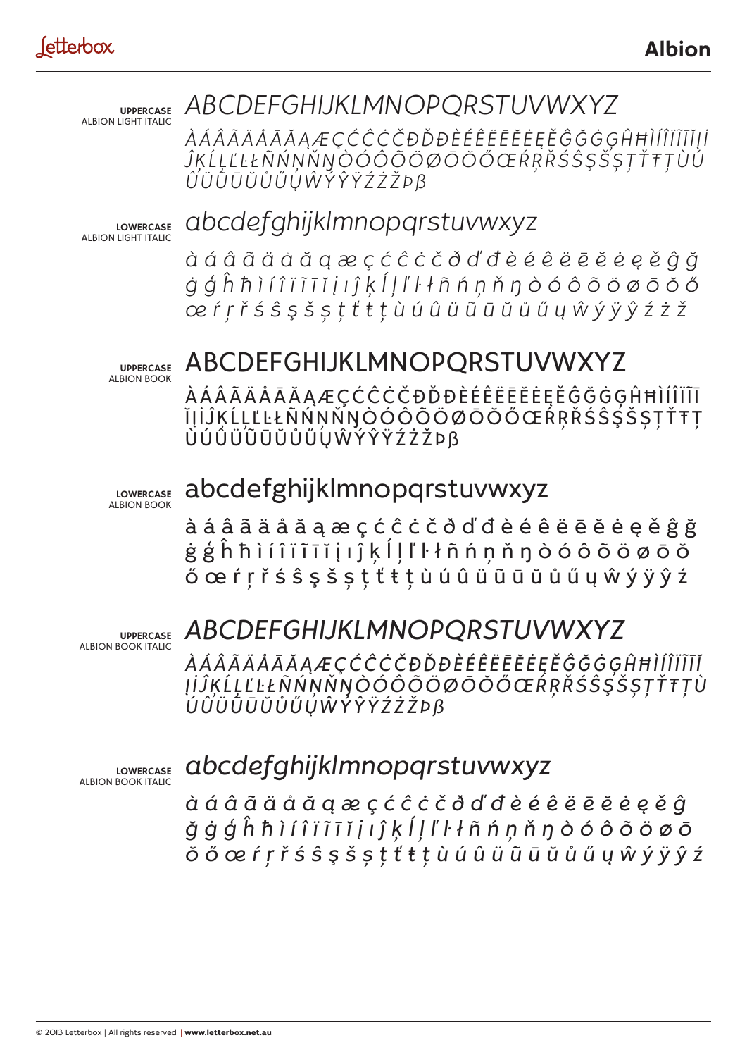# Albion

**UPPERCASE**
ALBION LIGHT ITALIC

*ABCDEFGHIJKLMNOPQRSTUVWXYZ*

*ÀÁÂÃÄÅĀĂĄÆÇĆĈĊČĐĎĐÈÉÊËĒĔĖĘĚĜĞĠĢĤĦÌÍÎÏĨĪĬĮİĴĶĹĻĽĿŁÑŃŅŇŊÒÓÔÕÖØŌŎŐŒŔŖŘŚŜŞŠȘŢŤŦȚÙÚÛÜŨŪŬŮŰŲŴÝŶŸŹŻŽÞß*

**LOWERCASE**
ALBION LIGHT ITALIC

*abcdefghijklmnopqrstuvwxyz*

*à á â ã ä å ā ă ą æ ç ć ĉ ċ č ð ď đ è é ê ë ē ĕ ė ę ě ĝ ğ ġ ģ ĥ ħ ì í î ï ĩ ī ĭ į ı ĵ ķ ĺ ļ ľ ŀ ł ñ ń ņ ň ŋ ò ó ô õ ö ø ō ŏ ő œ ŕ ŗ ř ś ŝ ş š ș ţ ť ŧ ț ù ú û ü ũ ū ŭ ů ű ų ŵ ý ÿ ŷ ź ż ž*

**UPPERCASE**
ALBION BOOK

ABCDEFGHIJKLMNOPQRSTUVWXYZ

ÀÁÂÃÄÅĀĂĄÆÇĆĈĊČĐĎĐÈÉÊËĒĔĖĘĚĜĞĠĢĤĦÌÍÎÏĨĪĬĮİĴĶĹĻĽĿŁÑŃŅŇŊÒÓÔÕÖØŌŎŐŒŔŖŘŚŜŞŠȘŢŤŦȚÙÚÛÜŨŪŬŮŰŲŴÝŶŸŹŻŽÞß

**LOWERCASE**
ALBION BOOK

abcdefghijklmnopqrstuvwxyz

à á â ã ä å ā ă ą æ ç ć ĉ ċ č ð ď đ è é ê ë ē ĕ ė ę ě ĝ ğ ġ ģ ĥ ħ ì í î ï ĩ ī ĭ į ı ĵ ķ ĺ ļ ľ ŀ ł ñ ń ņ ň ŋ ò ó ô õ ö ø ō ŏ ő œ ŕ ŗ ř ś ŝ ş š ș ţ ť ŧ ț ù ú û ü ũ ū ŭ ů ű ų ŵ ý ÿ ŷ ź

**UPPERCASE**
ALBION BOOK ITALIC

*ABCDEFGHIJKLMNOPQRSTUVWXYZ*

*ÀÁÂÃÄÅĀĂĄÆÇĆĈĊČĐĎĐÈÉÊËĒĔĖĘĚĜĞĠĢĤĦÌÍÎÏĨĪĮİĴĶĹĻĽĿŁÑŃŅŇŊÒÓÔÕÖØŌŎŐŒŔŖŘŚŜŞŠȘŢŤŦȚÙÚÛÜŨŪŬŮŰŲŴÝŶŸŹŻŽÞß*

**LOWERCASE**
ALBION BOOK ITALIC

*abcdefghijklmnopqrstuvwxyz*

*à á â ã ä å ā ă ą æ ç ć ĉ ċ č ð ď đ è é ê ë ē ĕ ė ę ě ĝ ğ ġ ģ ĥ ħ ì í î ï ĩ ī ĭ į ı ĵ ķ ĺ ļ ľ ŀ ł ñ ń ņ ň ŋ ò ó ô õ ö ø ō ŏ ő œ ŕ ŗ ř ś ŝ ş š ș ţ ť ŧ ț ù ú û ü ũ ū ŭ ů ű ų ŵ ý ÿ ŷ ź*

© 2013 Letterbox | All rights reserved | **www.letterbox.net.au**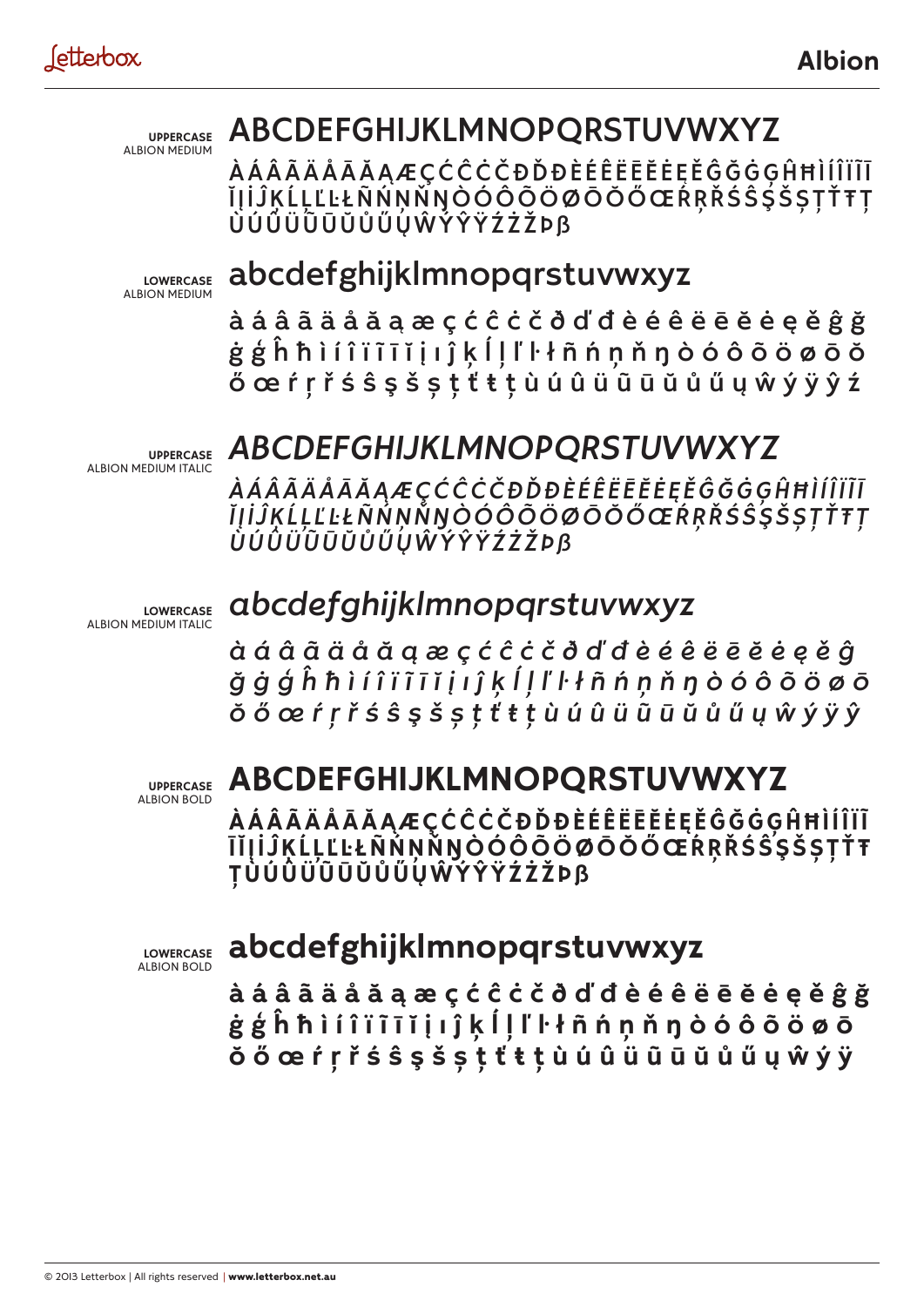# Albion

**UPPERCASE**
ALBION MEDIUM

ABCDEFGHIJKLMNOPQRSTUVWXYZ

ÀÁÂÃÄÅĀĂĄÆÇĆĈĊČĐĎĐÈÉÊËĒĔĖĘĚĜĞĠĢĤĦÌÍÎÏĨ
ĬĮİĴĶĹĻĽĿŁÑŃŅŇŊÒÓÔÕÖØŌŎŐŒŔŖŘŚŜŞŠȘŢŤŦȚ
ÙÚÛÜŨŪŬŮŰŲŴÝŶŸŹŻŽÞß

**LOWERCASE**
ALBION MEDIUM

abcdefghijklmnopqrstuvwxyz

à á â ã ä å ă ą æ ç ć ĉ ċ č ð ď đ è é ê ë ē ĕ ė ę ě ĝ ğ
ġ ǵ ĥ ħ ì í î ï ĩ ī ĭ į ı ĵ ķ ĺ ļ ľ ŀ ł ñ ń ņ ň ŋ ò ó ô õ ö ø ō ŏ
ő œ ŕ ŗ ř ś ŝ ş š ș ţ ť ŧ ț ù ú û ü ũ ū ŭ ů ű ų ŵ ý ÿ ŷ ź

**UPPERCASE**
ALBION MEDIUM ITALIC

*ABCDEFGHIJKLMNOPQRSTUVWXYZ*

*ÀÁÂÃÄÅĀĂĄÆÇĆĈĊČĐĎĐÈÉÊËĒĔĖĘĚĜĞĠĢĤĦÌÍÎÏĨ*
*ĬĮİĴĶĹĻĽĿŁÑŃŅŇŊÒÓÔÕÖØŌŎŐŒŔŖŘŚŜŞŠȘŢŤŦȚ*
*ÙÚÛÜŨŪŬŮŰŲŴÝŶŸŹŻŽÞß*

**LOWERCASE**
ALBION MEDIUM ITALIC

*abcdefghijklmnopqrstuvwxyz*

*à á â ã ä å ă ą æ ç ć ĉ ċ č ð ď đ è é ê ë ē ĕ ė ę ě ĝ*
*ğ ġ ǵ ĥ ħ ì í î ï ĩ ī ĭ į ı ĵ ķ ĺ ļ ľ ŀ ł ñ ń ņ ň ŋ ò ó ô õ ö ø ō*
*ŏ ő œ ŕ ŗ ř ś ŝ ş š ș ţ ť ŧ ț ù ú û ü ũ ū ŭ ů ű ų ŵ ý ÿ ŷ*

**UPPERCASE**
ALBION BOLD

**ABCDEFGHIJKLMNOPQRSTUVWXYZ**

**ÀÁÂÃÄÅĀĂĄÆÇĆĈĊČĐĎĐÈÉÊËĒĔĖĘĚĜĞĠĢĤĦÌÍÎÏĨ**
**ĪĬĮİĴĶĹĻĽĿŁÑŃŅŇŊÒÓÔÕÖØŌŎŐŒŔŖŘŚŜŞŠȘŢŤŦ**
**ȚÙÚÛÜŨŪŬŮŰŲŴÝŶŸŹŻŽÞß**

**LOWERCASE**
ALBION BOLD

**abcdefghijklmnopqrstuvwxyz**

**à á â ã ä å ă ą æ ç ć ĉ ċ č ð ď đ è é ê ë ē ĕ ė ę ě ĝ ğ**
**ġ ǵ ĥ ħ ì í î ï ĩ ī ĭ į ı ĵ ķ ĺ ļ ľ ŀ ł ñ ń ņ ň ŋ ò ó ô õ ö ø ō**
**ŏ ő œ ŕ ŗ ř ś ŝ ş š ș ţ ť ŧ ț ù ú û ü ũ ū ŭ ů ű ų ŵ ý ÿ**

© 2013 Letterbox | All rights reserved | **www.letterbox.net.au**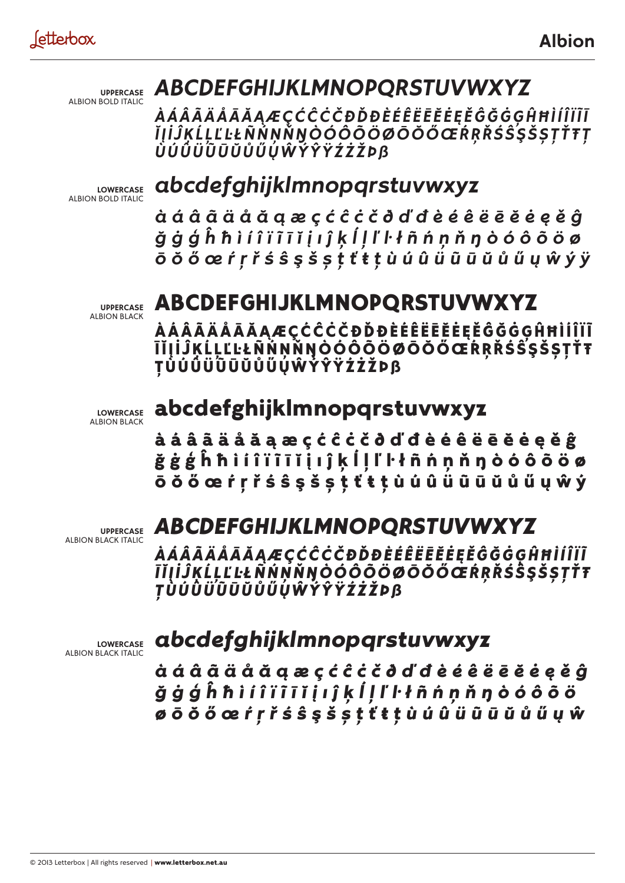**UPPERCASE**
ALBION BOLD ITALIC

*ABCDEFGHIJKLMNOPQRSTUVWXYZ*

*ÀÁÂÃÄÅĀĂĄÆÇĆĈĊČĐĎĐÈÉÊËĒĔĖĘĚĜĞĠĢĤĦÌÍÎÏĨĬĮİĴĶĹĻĽĿŁÑŃŅŇŊÒÓÔÕÖØŌŎŐŒŔŖŘŚŜŞŠȘŢŤŦȚÙÚÛÜŨŪŬŮŰŲŴÝŶŸŹŻŽÞß*

**LOWERCASE**
ALBION BOLD ITALIC

*abcdefghijklmnopqrstuvwxyz*

*à á â ã ä å ă ą æ ç ć ĉ ċ č ð ď đ è é ê ë ē ĕ ė ę ě ĝ ğ ġ ģ ĥ ħ ì í î ï ĩ ī ĭ į ı ĵ ķ ĺ ļ ľ ŀ ł ñ ń ņ ň ŋ ò ó ô õ ö ø ō ŏ ő œ ŕ ŗ ř ś ŝ ş š ș ţ ť ŧ ț ù ú û ü ũ ū ŭ ů ű ų ŵ ý ÿ*

**UPPERCASE**
ALBION BLACK

**ABCDEFGHIJKLMNOPQRSTUVWXYZ**

**ÀÁÂÃÄÅĀĂĄÆÇĆĈĊČĐĎĐÈÉÊËĒĔĖĘĚĜĞĠĢĤĦÌÍÎÏĨĪĬĮİĴĶĹĻĽĿŁÑŃŅŇŊÒÓÔÕÖØŌŎŐŒŔŖŘŚŜŞŠȘŢŤŦȚÙÚÛÜŨŪŬŮŰŲŴÝŶŸŹŻŽÞß**

**LOWERCASE**
ALBION BLACK

**abcdefghijklmnopqrstuvwxyz**

**à á â ã ä å ă ą æ ç ć ĉ ċ č ð ď đ è é ê ë ē ĕ ė ę ě ĝ ğ ġ ģ ĥ ħ ì í î ï ĩ ī ĭ į ı ĵ ķ ĺ ļ ľ ŀ ł ñ ń ņ ň ŋ ò ó ô õ ö ø ō ŏ ő œ ŕ ŗ ř ś ŝ ş š ș ţ ť ŧ ț ù ú û ü ũ ū ŭ ů ű ų ŵ ý**

**UPPERCASE**
ALBION BLACK ITALIC

***ABCDEFGHIJKLMNOPQRSTUVWXYZ***

***ÀÁÂÃÄÅĀĂĄÆÇĆĈĊČĐĎĐÈÉÊËĒĔĖĘĚĜĞĠĢĤĦÌÍÎÏĨĪĬĮİĴĶĹĻĽĿŁÑŃŅŇŊÒÓÔÕÖØŌŎŐŒŔŖŘŚŜŞŠȘŢŤŦȚÙÚÛÜŨŪŬŮŰŲŴÝŶŸŹŻŽÞß***

**LOWERCASE**
ALBION BLACK ITALIC

***abcdefghijklmnopqrstuvwxyz***

***à á â ã ä å ă ą æ ç ć ĉ ċ č ð ď đ è é ê ë ē ĕ ė ę ě ĝ ğ ġ ģ ĥ ħ ì í î ï ĩ ī ĭ į ı ĵ ķ ĺ ļ ľ ŀ ł ñ ń ņ ň ŋ ò ó ô õ ö ø ō ŏ ő œ ŕ ŗ ř ś ŝ ş š ș ţ ť ŧ ț ù ú û ü ũ ū ŭ ů ű ų ŵ***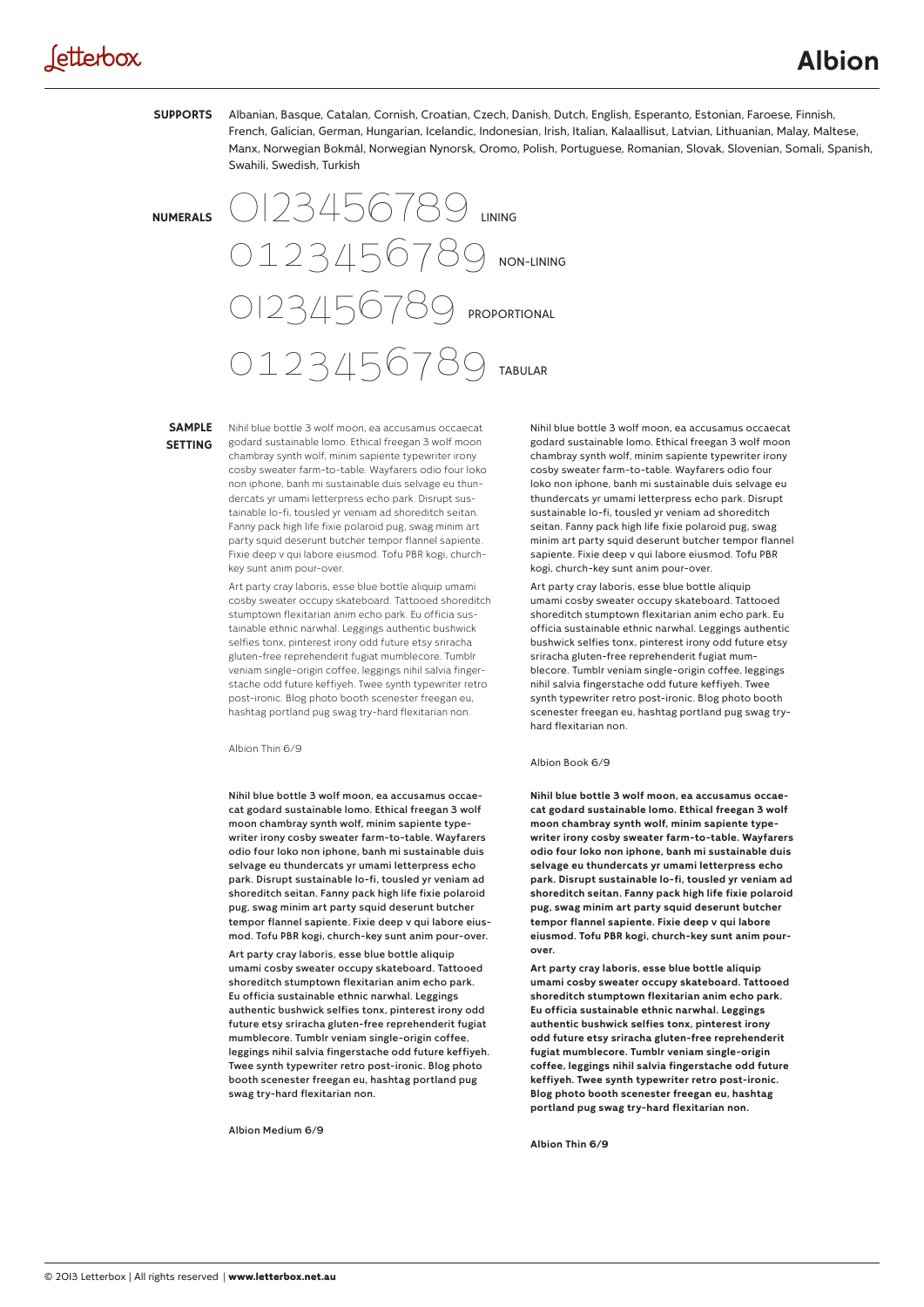# Albion

**SUPPORTS** Albanian, Basque, Catalan, Cornish, Croatian, Czech, Danish, Dutch, English, Esperanto, Estonian, Faroese, Finnish, French, Galician, German, Hungarian, Icelandic, Indonesian, Irish, Italian, Kalaallisut, Latvian, Lithuanian, Malay, Maltese, Manx, Norwegian Bokmål, Norwegian Nynorsk, Oromo, Polish, Portuguese, Romanian, Slovak, Slovenian, Somali, Spanish, Swahili, Swedish, Turkish

**NUMERALS**

0123456789 LINING

0123456789 NON-LINING

0123456789 PROPORTIONAL

0123456789 TABULAR

**SAMPLE SETTING**

Nihil blue bottle 3 wolf moon, ea accusamus occaecat godard sustainable lomo. Ethical freegan 3 wolf moon chambray synth wolf, minim sapiente typewriter irony cosby sweater farm-to-table. Wayfarers odio four loko non iphone, banh mi sustainable duis selvage eu thundercats yr umami letterpress echo park. Disrupt sustainable lo-fi, tousled yr veniam ad shoreditch seitan. Fanny pack high life fixie polaroid pug, swag minim art party squid deserunt butcher tempor flannel sapiente. Fixie deep v qui labore eiusmod. Tofu PBR kogi, church-key sunt anim pour-over.

Art party cray laboris, esse blue bottle aliquip umami cosby sweater occupy skateboard. Tattooed shoreditch stumptown flexitarian anim echo park. Eu officia sustainable ethnic narwhal. Leggings authentic bushwick selfies tonx, pinterest irony odd future etsy sriracha gluten-free reprehenderit fugiat mumblecore. Tumblr veniam single-origin coffee, leggings nihil salvia fingerstache odd future keffiyeh. Twee synth typewriter retro post-ironic. Blog photo booth scenester freegan eu, hashtag portland pug swag try-hard flexitarian non.

Albion Thin 6/9

Nihil blue bottle 3 wolf moon, ea accusamus occaecat godard sustainable lomo. Ethical freegan 3 wolf moon chambray synth wolf, minim sapiente typewriter irony cosby sweater farm-to-table. Wayfarers odio four loko non iphone, banh mi sustainable duis selvage eu thundercats yr umami letterpress echo park. Disrupt sustainable lo-fi, tousled yr veniam ad shoreditch seitan. Fanny pack high life fixie polaroid pug, swag minim art party squid deserunt butcher tempor flannel sapiente. Fixie deep v qui labore eiusmod. Tofu PBR kogi, church-key sunt anim pour-over.

Art party cray laboris, esse blue bottle aliquip umami cosby sweater occupy skateboard. Tattooed shoreditch stumptown flexitarian anim echo park. Eu officia sustainable ethnic narwhal. Leggings authentic bushwick selfies tonx, pinterest irony odd future etsy sriracha gluten-free reprehenderit fugiat mumblecore. Tumblr veniam single-origin coffee, leggings nihil salvia fingerstache odd future keffiyeh. Twee synth typewriter retro post-ironic. Blog photo booth scenester freegan eu, hashtag portland pug swag try-hard flexitarian non.

Albion Book 6/9

Nihil blue bottle 3 wolf moon, ea accusamus occaecat godard sustainable lomo. Ethical freegan 3 wolf moon chambray synth wolf, minim sapiente typewriter irony cosby sweater farm-to-table. Wayfarers odio four loko non iphone, banh mi sustainable duis selvage eu thundercats yr umami letterpress echo park. Disrupt sustainable lo-fi, tousled yr veniam ad shoreditch seitan. Fanny pack high life fixie polaroid pug, swag minim art party squid deserunt butcher tempor flannel sapiente. Fixie deep v qui labore eiusmod. Tofu PBR kogi, church-key sunt anim pour-over.

Art party cray laboris, esse blue bottle aliquip umami cosby sweater occupy skateboard. Tattooed shoreditch stumptown flexitarian anim echo park. Eu officia sustainable ethnic narwhal. Leggings authentic bushwick selfies tonx, pinterest irony odd future etsy sriracha gluten-free reprehenderit fugiat mumblecore. Tumblr veniam single-origin coffee, leggings nihil salvia fingerstache odd future keffiyeh. Twee synth typewriter retro post-ironic. Blog photo booth scenester freegan eu, hashtag portland pug swag try-hard flexitarian non.

Albion Medium 6/9

**Nihil blue bottle 3 wolf moon, ea accusamus occaecat godard sustainable lomo. Ethical freegan 3 wolf moon chambray synth wolf, minim sapiente typewriter irony cosby sweater farm-to-table. Wayfarers odio four loko non iphone, banh mi sustainable duis selvage eu thundercats yr umami letterpress echo park. Disrupt sustainable lo-fi, tousled yr veniam ad shoreditch seitan. Fanny pack high life fixie polaroid pug, swag minim art party squid deserunt butcher tempor flannel sapiente. Fixie deep v qui labore eiusmod. Tofu PBR kogi, church-key sunt anim pour-over.**

**Art party cray laboris, esse blue bottle aliquip umami cosby sweater occupy skateboard. Tattooed shoreditch stumptown flexitarian anim echo park. Eu officia sustainable ethnic narwhal. Leggings authentic bushwick selfies tonx, pinterest irony odd future etsy sriracha gluten-free reprehenderit fugiat mumblecore. Tumblr veniam single-origin coffee, leggings nihil salvia fingerstache odd future keffiyeh. Twee synth typewriter retro post-ironic. Blog photo booth scenester freegan eu, hashtag portland pug swag try-hard flexitarian non.**

**Albion Thin 6/9**

© 2013 Letterbox | All rights reserved | **www.letterbox.net.au**